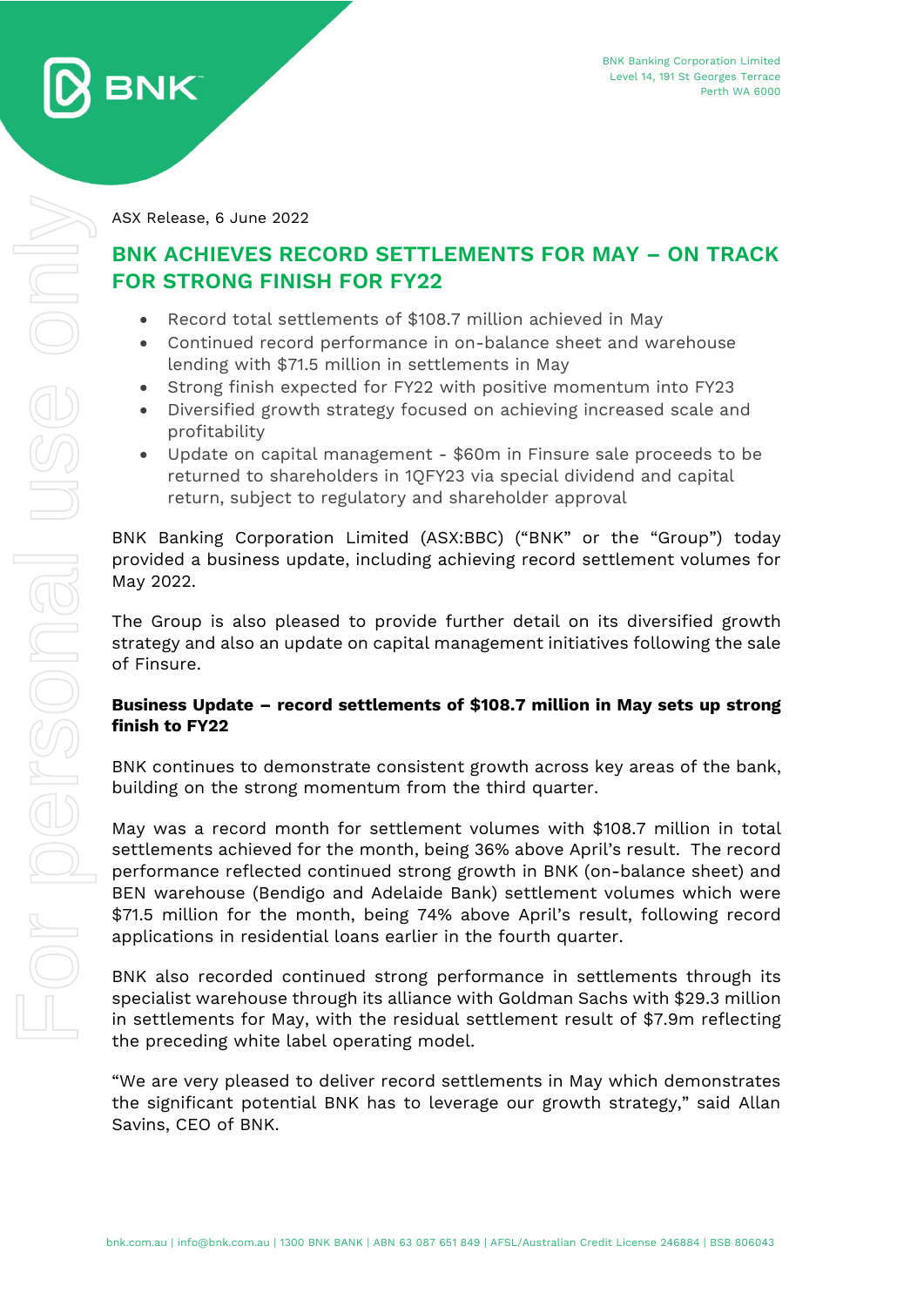BNK Banking Corporation Limited
Level 14, 191 St Georges Terrace
Perth WA 6000

ASX Release, 6 June 2022

# BNK ACHIEVES RECORD SETTLEMENTS FOR MAY – ON TRACK FOR STRONG FINISH FOR FY22

- Record total settlements of $108.7 million achieved in May
- Continued record performance in on-balance sheet and warehouse lending with $71.5 million in settlements in May
- Strong finish expected for FY22 with positive momentum into FY23
- Diversified growth strategy focused on achieving increased scale and profitability
- Update on capital management - $60m in Finsure sale proceeds to be returned to shareholders in 1QFY23 via special dividend and capital return, subject to regulatory and shareholder approval

BNK Banking Corporation Limited (ASX:BBC) ("BNK" or the "Group") today provided a business update, including achieving record settlement volumes for May 2022.

The Group is also pleased to provide further detail on its diversified growth strategy and also an update on capital management initiatives following the sale of Finsure.

**Business Update – record settlements of $108.7 million in May sets up strong finish to FY22**

BNK continues to demonstrate consistent growth across key areas of the bank, building on the strong momentum from the third quarter.

May was a record month for settlement volumes with $108.7 million in total settlements achieved for the month, being 36% above April's result. The record performance reflected continued strong growth in BNK (on-balance sheet) and BEN warehouse (Bendigo and Adelaide Bank) settlement volumes which were $71.5 million for the month, being 74% above April's result, following record applications in residential loans earlier in the fourth quarter.

BNK also recorded continued strong performance in settlements through its specialist warehouse through its alliance with Goldman Sachs with $29.3 million in settlements for May, with the residual settlement result of $7.9m reflecting the preceding white label operating model.

"We are very pleased to deliver record settlements in May which demonstrates the significant potential BNK has to leverage our growth strategy," said Allan Savins, CEO of BNK.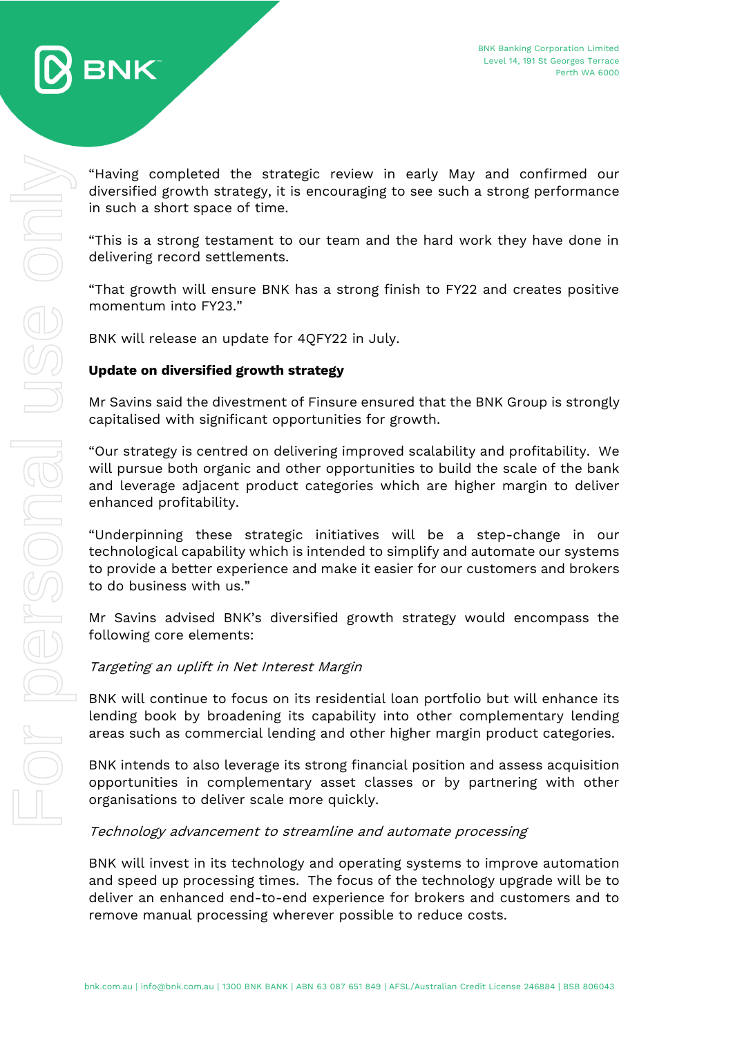"Having completed the strategic review in early May and confirmed our diversified growth strategy, it is encouraging to see such a strong performance in such a short space of time.

"This is a strong testament to our team and the hard work they have done in delivering record settlements.

"That growth will ensure BNK has a strong finish to FY22 and creates positive momentum into FY23."

BNK will release an update for 4QFY22 in July.

**Update on diversified growth strategy**

Mr Savins said the divestment of Finsure ensured that the BNK Group is strongly capitalised with significant opportunities for growth.

"Our strategy is centred on delivering improved scalability and profitability. We will pursue both organic and other opportunities to build the scale of the bank and leverage adjacent product categories which are higher margin to deliver enhanced profitability.

"Underpinning these strategic initiatives will be a step-change in our technological capability which is intended to simplify and automate our systems to provide a better experience and make it easier for our customers and brokers to do business with us."

Mr Savins advised BNK's diversified growth strategy would encompass the following core elements:

*Targeting an uplift in Net Interest Margin*

BNK will continue to focus on its residential loan portfolio but will enhance its lending book by broadening its capability into other complementary lending areas such as commercial lending and other higher margin product categories.

BNK intends to also leverage its strong financial position and assess acquisition opportunities in complementary asset classes or by partnering with other organisations to deliver scale more quickly.

*Technology advancement to streamline and automate processing*

BNK will invest in its technology and operating systems to improve automation and speed up processing times. The focus of the technology upgrade will be to deliver an enhanced end-to-end experience for brokers and customers and to remove manual processing wherever possible to reduce costs.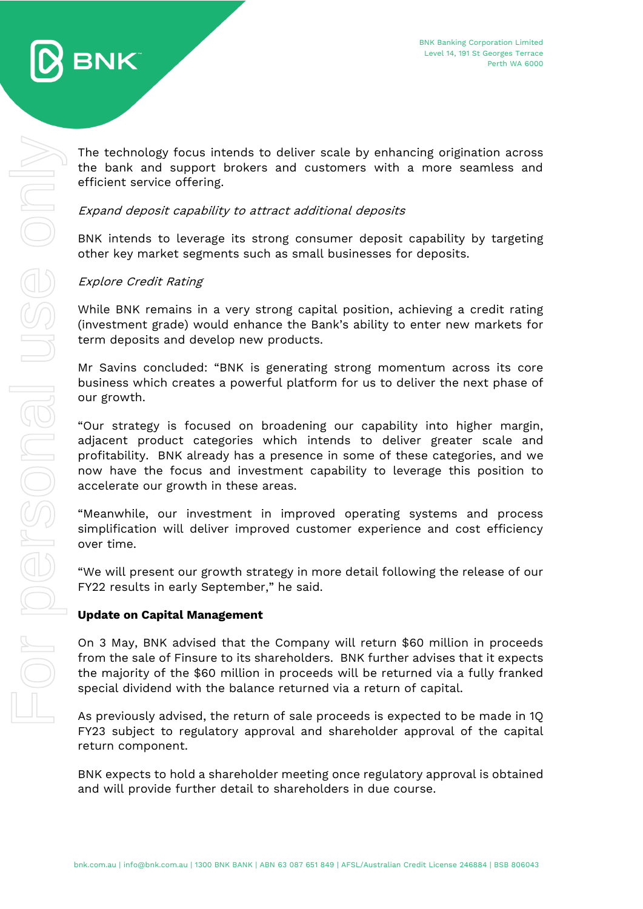The technology focus intends to deliver scale by enhancing origination across the bank and support brokers and customers with a more seamless and efficient service offering.

*Expand deposit capability to attract additional deposits*

BNK intends to leverage its strong consumer deposit capability by targeting other key market segments such as small businesses for deposits.

*Explore Credit Rating*

While BNK remains in a very strong capital position, achieving a credit rating (investment grade) would enhance the Bank's ability to enter new markets for term deposits and develop new products.

Mr Savins concluded: "BNK is generating strong momentum across its core business which creates a powerful platform for us to deliver the next phase of our growth.

"Our strategy is focused on broadening our capability into higher margin, adjacent product categories which intends to deliver greater scale and profitability. BNK already has a presence in some of these categories, and we now have the focus and investment capability to leverage this position to accelerate our growth in these areas.

"Meanwhile, our investment in improved operating systems and process simplification will deliver improved customer experience and cost efficiency over time.

"We will present our growth strategy in more detail following the release of our FY22 results in early September," he said.

**Update on Capital Management**

On 3 May, BNK advised that the Company will return $60 million in proceeds from the sale of Finsure to its shareholders. BNK further advises that it expects the majority of the $60 million in proceeds will be returned via a fully franked special dividend with the balance returned via a return of capital.

As previously advised, the return of sale proceeds is expected to be made in 1Q FY23 subject to regulatory approval and shareholder approval of the capital return component.

BNK expects to hold a shareholder meeting once regulatory approval is obtained and will provide further detail to shareholders in due course.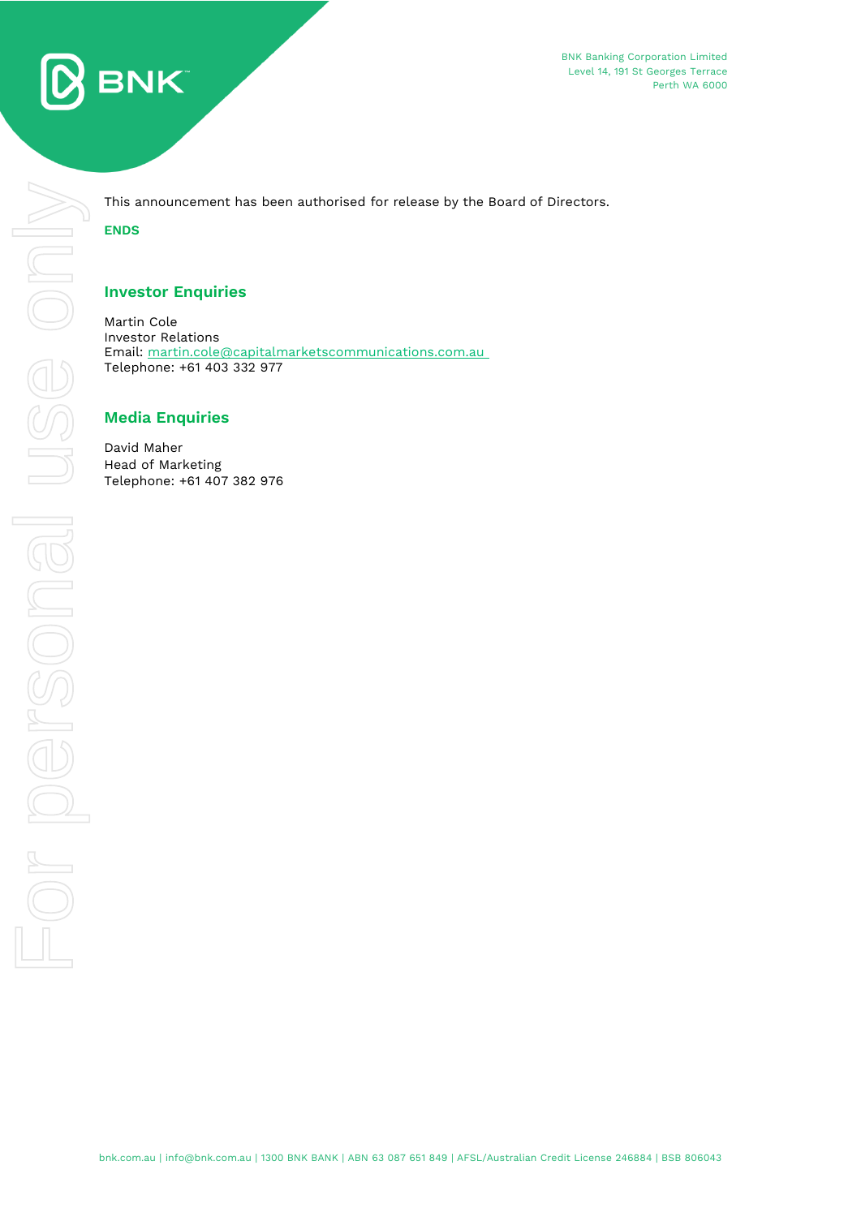This announcement has been authorised for release by the Board of Directors.

**ENDS**

## Investor Enquiries

Martin Cole
Investor Relations
Email: martin.cole@capitalmarketscommunications.com.au
Telephone: +61 403 332 977

## Media Enquiries

David Maher
Head of Marketing
Telephone: +61 407 382 976